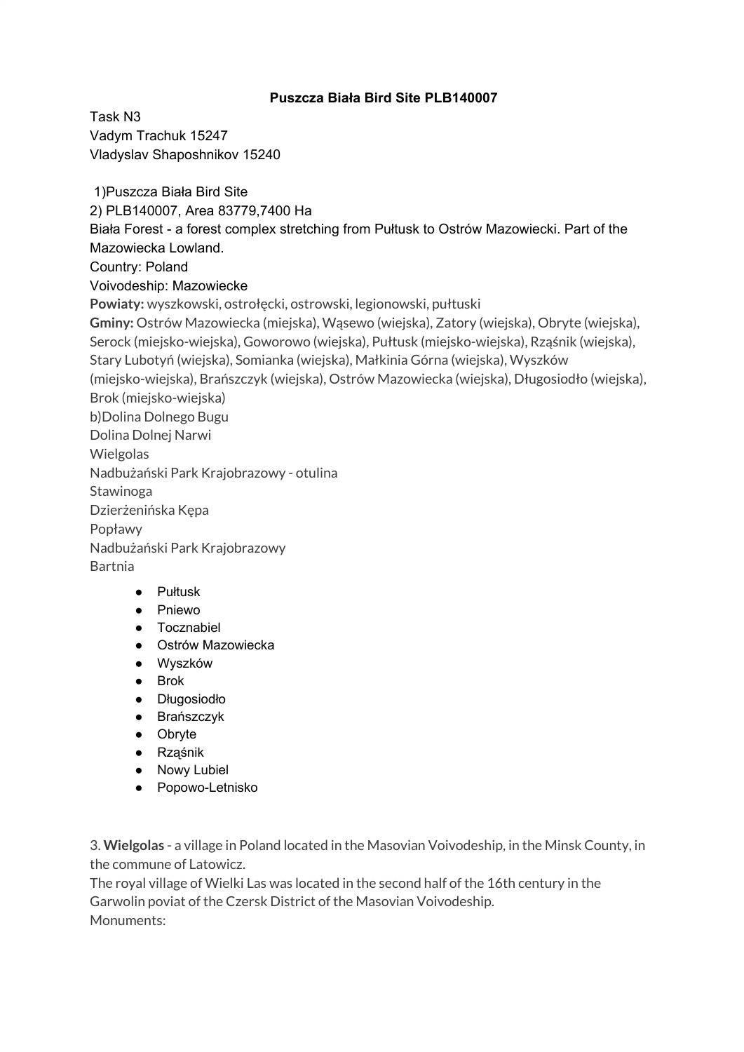**Puszcza Biała Bird Site PLB140007**

Task N3
Vadym Trachuk 15247
Vladyslav Shaposhnikov 15240

1)Puszcza Biała Bird Site
2) PLB140007, Area 83779,7400 Ha
Biała Forest - a forest complex stretching from Pułtusk to Ostrów Mazowiecki. Part of the Mazowiecka Lowland.
Country: Poland
Voivodeship: Mazowiecke
**Powiaty:** wyszkowski, ostrołęcki, ostrowski, legionowski, pułtuski
**Gminy:** Ostrów Mazowiecka (miejska), Wąsewo (wiejska), Zatory (wiejska), Obryte (wiejska), Serock (miejsko-wiejska), Goworowo (wiejska), Pułtusk (miejsko-wiejska), Rząśnik (wiejska), Stary Lubotyń (wiejska), Somianka (wiejska), Małkinia Górna (wiejska), Wyszków (miejsko-wiejska), Brańszczyk (wiejska), Ostrów Mazowiecka (wiejska), Długosiodło (wiejska), Brok (miejsko-wiejska)
b)Dolina Dolnego Bugu
Dolina Dolnej Narwi
Wielgolas
Nadbużański Park Krajobrazowy - otulina
Stawinoga
Dzierżenińska Kępa
Popławy
Nadbużański Park Krajobrazowy
Bartnia

- Pułtusk
- Pniewo
- Tocznabiel
- Ostrów Mazowiecka
- Wyszków
- Brok
- Długosiodło
- Brańszczyk
- Obryte
- Rząśnik
- Nowy Lubiel
- Popowo-Letnisko

3. **Wielgolas** - a village in Poland located in the Masovian Voivodeship, in the Minsk County, in the commune of Latowicz.
The royal village of Wielki Las was located in the second half of the 16th century in the Garwolin poviat of the Czersk District of the Masovian Voivodeship.
Monuments: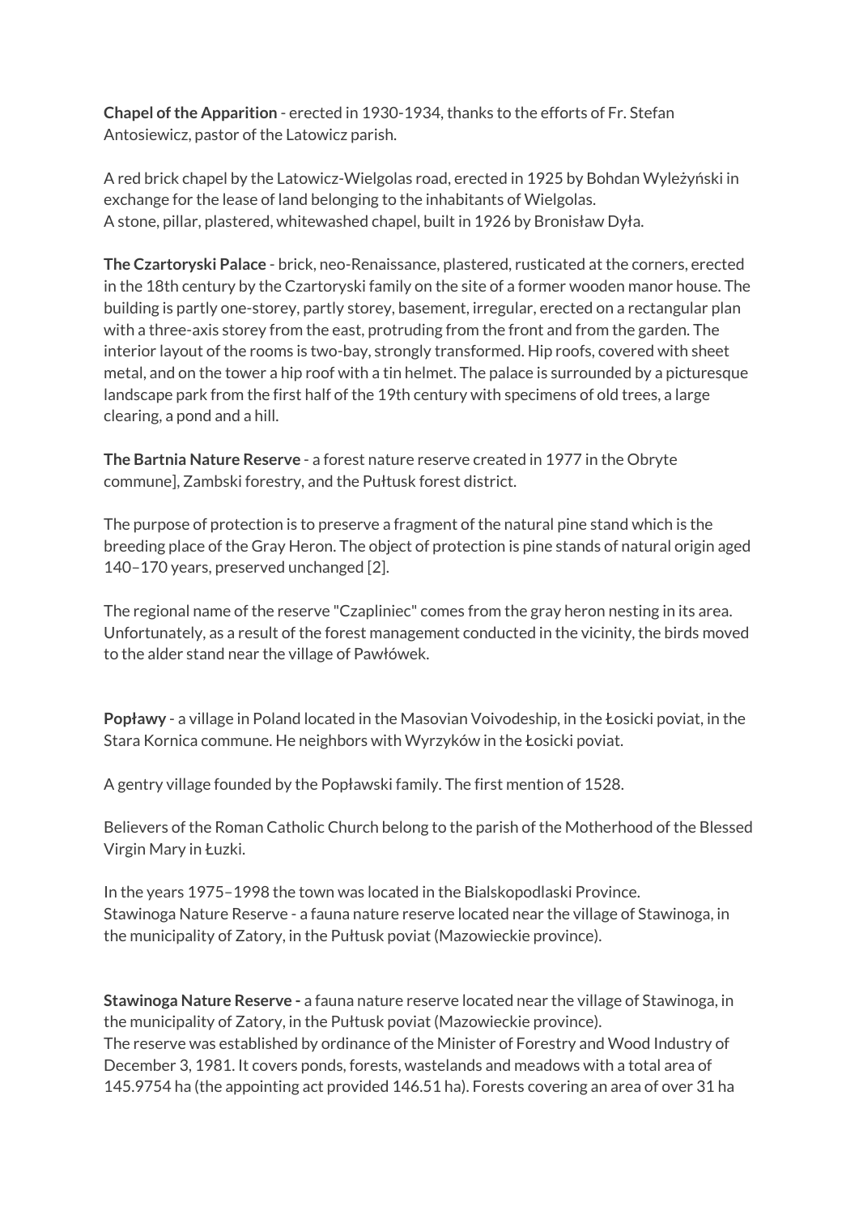**Chapel of the Apparition** - erected in 1930-1934, thanks to the efforts of Fr. Stefan Antosiewicz, pastor of the Latowicz parish.

A red brick chapel by the Latowicz-Wielgolas road, erected in 1925 by Bohdan Wyleżyński in exchange for the lease of land belonging to the inhabitants of Wielgolas.
A stone, pillar, plastered, whitewashed chapel, built in 1926 by Bronisław Dyła.

**The Czartoryski Palace** - brick, neo-Renaissance, plastered, rusticated at the corners, erected in the 18th century by the Czartoryski family on the site of a former wooden manor house. The building is partly one-storey, partly storey, basement, irregular, erected on a rectangular plan with a three-axis storey from the east, protruding from the front and from the garden. The interior layout of the rooms is two-bay, strongly transformed. Hip roofs, covered with sheet metal, and on the tower a hip roof with a tin helmet. The palace is surrounded by a picturesque landscape park from the first half of the 19th century with specimens of old trees, a large clearing, a pond and a hill.

**The Bartnia Nature Reserve** - a forest nature reserve created in 1977 in the Obryte commune], Zambski forestry, and the Pułtusk forest district.

The purpose of protection is to preserve a fragment of the natural pine stand which is the breeding place of the Gray Heron. The object of protection is pine stands of natural origin aged 140–170 years, preserved unchanged [2].

The regional name of the reserve "Czapliniec" comes from the gray heron nesting in its area. Unfortunately, as a result of the forest management conducted in the vicinity, the birds moved to the alder stand near the village of Pawłówek.

**Popławy** - a village in Poland located in the Masovian Voivodeship, in the Łosicki poviat, in the Stara Kornica commune. He neighbors with Wyrzyków in the Łosicki poviat.

A gentry village founded by the Popławski family. The first mention of 1528.

Believers of the Roman Catholic Church belong to the parish of the Motherhood of the Blessed Virgin Mary in Łuzki.

In the years 1975–1998 the town was located in the Bialskopodlaski Province.
Stawinoga Nature Reserve - a fauna nature reserve located near the village of Stawinoga, in the municipality of Zatory, in the Pułtusk poviat (Mazowieckie province).

**Stawinoga Nature Reserve -** a fauna nature reserve located near the village of Stawinoga, in the municipality of Zatory, in the Pułtusk poviat (Mazowieckie province).
The reserve was established by ordinance of the Minister of Forestry and Wood Industry of December 3, 1981. It covers ponds, forests, wastelands and meadows with a total area of 145.9754 ha (the appointing act provided 146.51 ha). Forests covering an area of over 31 ha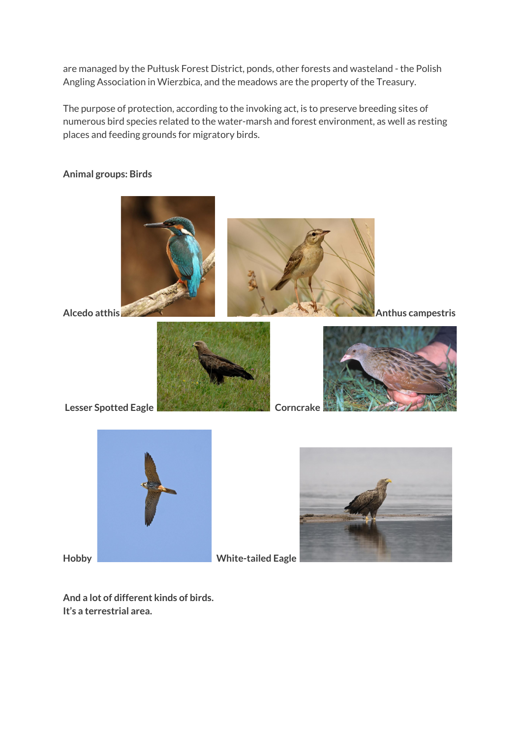are managed by the Pułtusk Forest District, ponds, other forests and wasteland - the Polish Angling Association in Wierzbica, and the meadows are the property of the Treasury.

The purpose of protection, according to the invoking act, is to preserve breeding sites of numerous bird species related to the water-marsh and forest environment, as well as resting places and feeding grounds for migratory birds.

**Animal groups: Birds**

**Alcedo atthis**

**Anthus campestris**

**Lesser Spotted Eagle**

**Corncrake**

**Hobby**

**White-tailed Eagle**

**And a lot of different kinds of birds.**
**It's a terrestrial area.**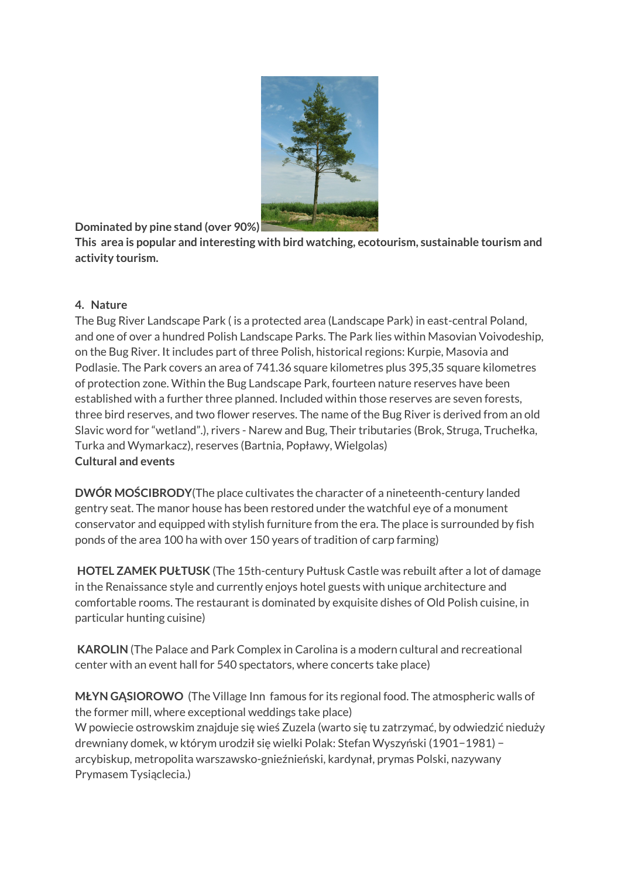**Dominated by pine stand (over 90%)**

**This area is popular and interesting with bird watching, ecotourism, sustainable tourism and activity tourism.**

**4. Nature**

The Bug River Landscape Park ( is a protected area (Landscape Park) in east-central Poland, and one of over a hundred Polish Landscape Parks. The Park lies within Masovian Voivodeship, on the Bug River. It includes part of three Polish, historical regions: Kurpie, Masovia and Podlasie. The Park covers an area of 741.36 square kilometres plus 395,35 square kilometres of protection zone. Within the Bug Landscape Park, fourteen nature reserves have been established with a further three planned. Included within those reserves are seven forests, three bird reserves, and two flower reserves. The name of the Bug River is derived from an old Slavic word for "wetland".), rivers - Narew and Bug, Their tributaries (Brok, Struga, Truchełka, Turka and Wymarkacz), reserves (Bartnia, Popławy, Wielgolas)

**Cultural and events**

**DWÓR MOŚCIBRODY**(The place cultivates the character of a nineteenth-century landed gentry seat. The manor house has been restored under the watchful eye of a monument conservator and equipped with stylish furniture from the era. The place is surrounded by fish ponds of the area 100 ha with over 150 years of tradition of carp farming)

**HOTEL ZAMEK PUŁTUSK** (The 15th-century Pułtusk Castle was rebuilt after a lot of damage in the Renaissance style and currently enjoys hotel guests with unique architecture and comfortable rooms. The restaurant is dominated by exquisite dishes of Old Polish cuisine, in particular hunting cuisine)

**KAROLIN** (The Palace and Park Complex in Carolina is a modern cultural and recreational center with an event hall for 540 spectators, where concerts take place)

**MŁYN GĄSIOROWO** (The Village Inn famous for its regional food. The atmospheric walls of the former mill, where exceptional weddings take place)

W powiecie ostrowskim znajduje się wieś Zuzela (warto się tu zatrzymać, by odwiedzić nieduży drewniany domek, w którym urodził się wielki Polak: Stefan Wyszyński (1901–1981) – arcybiskup, metropolita warszawsko-gnieźnieński, kardynał, prymas Polski, nazywany Prymasem Tysiąclecia.)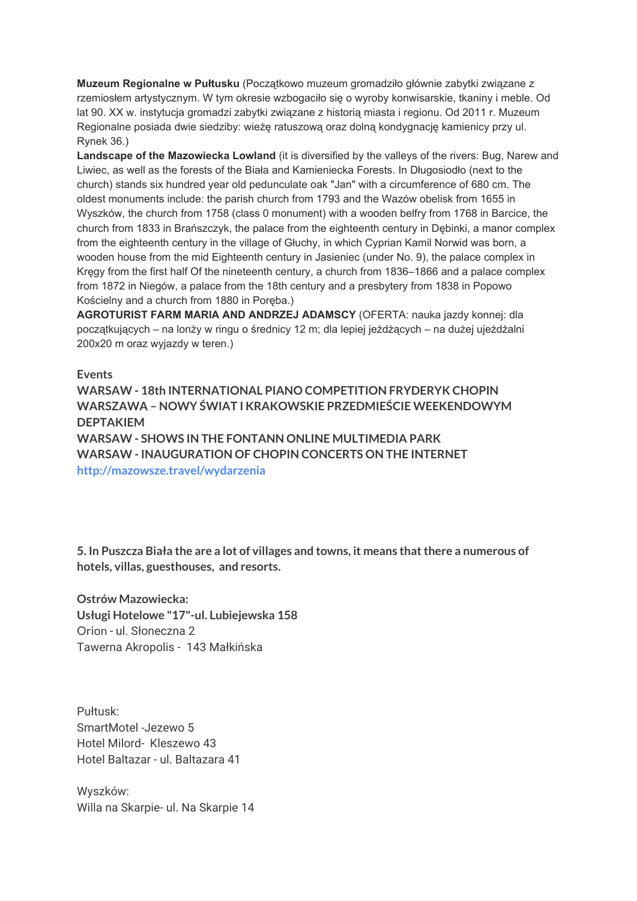**Muzeum Regionalne w Pułtusku** (Początkowo muzeum gromadziło głównie zabytki związane z rzemiosłem artystycznym. W tym okresie wzbogaciło się o wyroby konwisarskie, tkaniny i meble. Od lat 90. XX w. instytucja gromadzi zabytki związane z historią miasta i regionu. Od 2011 r. Muzeum Regionalne posiada dwie siedziby: wieżę ratuszową oraz dolną kondygnację kamienicy przy ul. Rynek 36.)

**Landscape of the Mazowiecka Lowland** (it is diversified by the valleys of the rivers: Bug, Narew and Liwiec, as well as the forests of the Biała and Kamieniecka Forests. In Długosiodło (next to the church) stands six hundred year old pedunculate oak "Jan" with a circumference of 680 cm. The oldest monuments include: the parish church from 1793 and the Wazów obelisk from 1655 in Wyszków, the church from 1758 (class 0 monument) with a wooden belfry from 1768 in Barcice, the church from 1833 in Brańszczyk, the palace from the eighteenth century in Dębinki, a manor complex from the eighteenth century in the village of Głuchy, in which Cyprian Kamil Norwid was born, a wooden house from the mid Eighteenth century in Jasieniec (under No. 9), the palace complex in Kręgy from the first half Of the nineteenth century, a church from 1836–1866 and a palace complex from 1872 in Niegów, a palace from the 18th century and a presbytery from 1838 in Popowo Kościelny and a church from 1880 in Poręba.)

**AGROTURIST FARM MARIA AND ANDRZEJ ADAMSCY** (OFERTA: nauka jazdy konnej: dla początkujących – na lonży w ringu o średnicy 12 m; dla lepiej jeżdżących – na dużej ujeżdżalni 200x20 m oraz wyjazdy w teren.)

**Events**

**WARSAW - 18th INTERNATIONAL PIANO COMPETITION FRYDERYK CHOPIN**
**WARSZAWA – NOWY ŚWIAT I KRAKOWSKIE PRZEDMIEŚCIE WEEKENDOWYM DEPTAKIEM**
**WARSAW - SHOWS IN THE FONTANN ONLINE MULTIMEDIA PARK**
**WARSAW - INAUGURATION OF CHOPIN CONCERTS ON THE INTERNET**
http://mazowsze.travel/wydarzenia

**5. In Puszcza Biała the are a lot of villages and towns, it means that there a numerous of hotels, villas, guesthouses, and resorts.**

**Ostrów Mazowiecka:**
**Usługi Hotelowe "17"-ul. Lubiejewska 158**
Orion - ul. Słoneczna 2
Tawerna Akropolis - 143 Małkińska

Pułtusk:
SmartMotel -Jezewo 5
Hotel Milord- Kleszewo 43
Hotel Baltazar - ul. Baltazara 41

Wyszków:
Willa na Skarpie- ul. Na Skarpie 14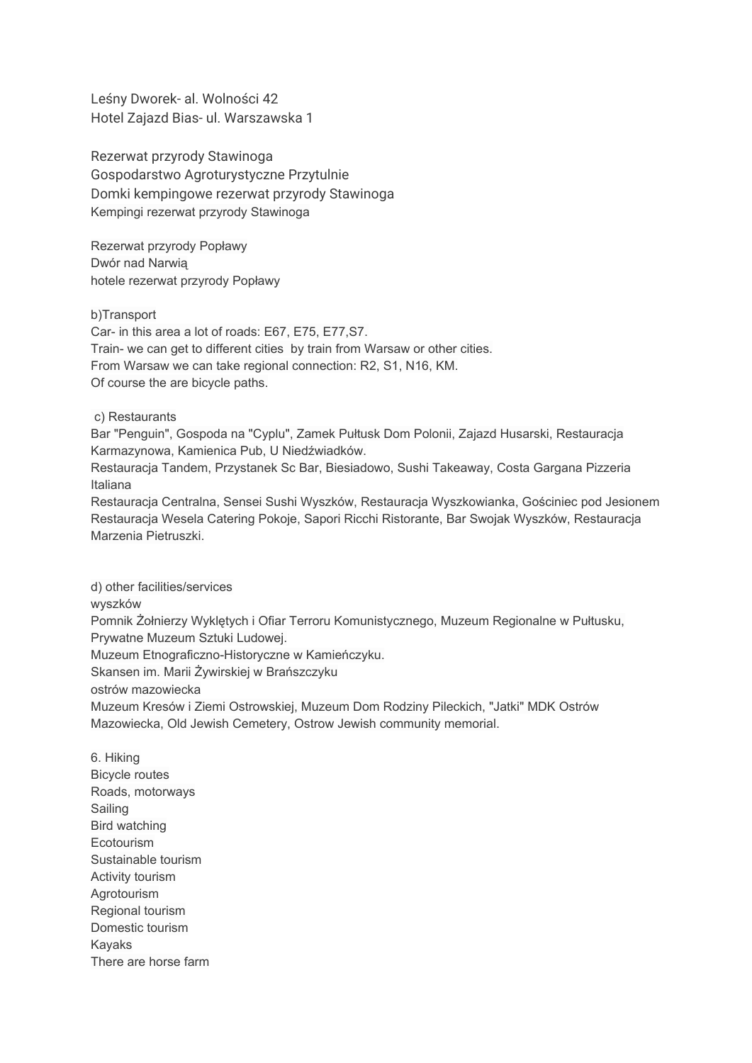Leśny Dworek- al. Wolności 42
Hotel Zajazd Bias- ul. Warszawska 1

Rezerwat przyrody Stawinoga
Gospodarstwo Agroturystyczne Przytulnie
Domki kempingowe rezerwat przyrody Stawinoga
Kempingi rezerwat przyrody Stawinoga

Rezerwat przyrody Popławy
Dwór nad Narwią
hotele rezerwat przyrody Popławy

b)Transport
Car- in this area a lot of roads: E67, E75, E77,S7.
Train- we can get to different cities by train from Warsaw or other cities.
From Warsaw we can take regional connection: R2, S1, N16, KM.
Of course the are bicycle paths.

c) Restaurants
Bar "Penguin", Gospoda na "Cyplu", Zamek Pułtusk Dom Polonii, Zajazd Husarski, Restauracja Karmazynowa, Kamienica Pub, U Niedźwiadków.
Restauracja Tandem, Przystanek Sc Bar, Biesiadowo, Sushi Takeaway, Costa Gargana Pizzeria Italiana
Restauracja Centralna, Sensei Sushi Wyszków, Restauracja Wyszkowianka, Gościniec pod Jesionem
Restauracja Wesela Catering Pokoje, Sapori Ricchi Ristorante, Bar Swojak Wyszków, Restauracja Marzenia Pietruszki.

d) other facilities/services
wyszków
Pomnik Żołnierzy Wyklętych i Ofiar Terroru Komunistycznego, Muzeum Regionalne w Pułtusku, Prywatne Muzeum Sztuki Ludowej.
Muzeum Etnograficzno-Historyczne w Kamieńczyku.
Skansen im. Marii Żywirskiej w Brańszczyku
ostrów mazowiecka
Muzeum Kresów i Ziemi Ostrowskiej, Muzeum Dom Rodziny Pileckich, "Jatki" MDK Ostrów Mazowiecka, Old Jewish Cemetery, Ostrow Jewish community memorial.

6. Hiking
Bicycle routes
Roads, motorways
Sailing
Bird watching
Ecotourism
Sustainable tourism
Activity tourism
Agrotourism
Regional tourism
Domestic tourism
Kayaks
There are horse farm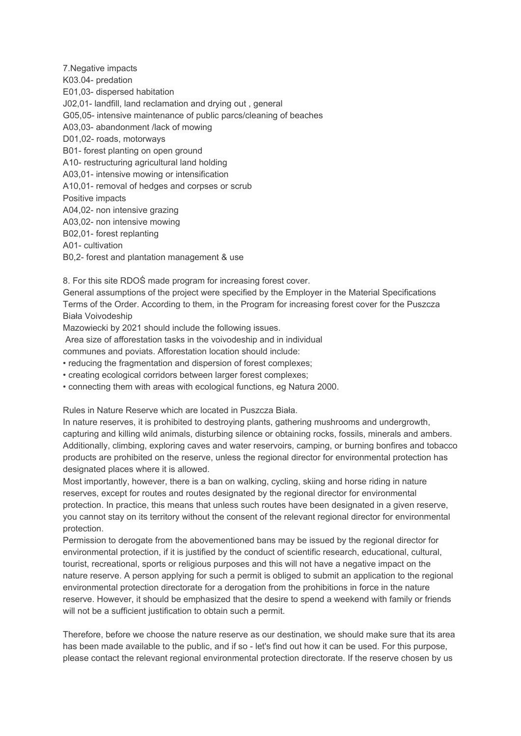7.Negative impacts
K03.04- predation
E01,03- dispersed habitation
J02,01- landfill, land reclamation and drying out , general
G05,05- intensive maintenance of public parcs/cleaning of beaches
A03,03- abandonment /lack of mowing
D01,02- roads, motorways
B01- forest planting on open ground
A10- restructuring agricultural land holding
A03,01- intensive mowing or intensification
A10,01- removal of hedges and corpses or scrub
Positive impacts
A04,02- non intensive grazing
A03,02- non intensive mowing
B02,01- forest replanting
A01- cultivation
B0,2- forest and plantation management & use

8. For this site RDOŚ made program for increasing forest cover.
General assumptions of the project were specified by the Employer in the Material Specifications Terms of the Order. According to them, in the Program for increasing forest cover for the Puszcza Biała Voivodeship
Mazowiecki by 2021 should include the following issues.
Area size of afforestation tasks in the voivodeship and in individual communes and poviats. Afforestation location should include:

- reducing the fragmentation and dispersion of forest complexes;
- creating ecological corridors between larger forest complexes;
- connecting them with areas with ecological functions, eg Natura 2000.

Rules in Nature Reserve which are located in Puszcza Biała.
In nature reserves, it is prohibited to destroying plants, gathering mushrooms and undergrowth, capturing and killing wild animals, disturbing silence or obtaining rocks, fossils, minerals and ambers. Additionally, climbing, exploring caves and water reservoirs, camping, or burning bonfires and tobacco products are prohibited on the reserve, unless the regional director for environmental protection has designated places where it is allowed.
Most importantly, however, there is a ban on walking, cycling, skiing and horse riding in nature reserves, except for routes and routes designated by the regional director for environmental protection. In practice, this means that unless such routes have been designated in a given reserve, you cannot stay on its territory without the consent of the relevant regional director for environmental protection.
Permission to derogate from the abovementioned bans may be issued by the regional director for environmental protection, if it is justified by the conduct of scientific research, educational, cultural, tourist, recreational, sports or religious purposes and this will not have a negative impact on the nature reserve. A person applying for such a permit is obliged to submit an application to the regional environmental protection directorate for a derogation from the prohibitions in force in the nature reserve. However, it should be emphasized that the desire to spend a weekend with family or friends will not be a sufficient justification to obtain such a permit.

Therefore, before we choose the nature reserve as our destination, we should make sure that its area has been made available to the public, and if so - let's find out how it can be used. For this purpose, please contact the relevant regional environmental protection directorate. If the reserve chosen by us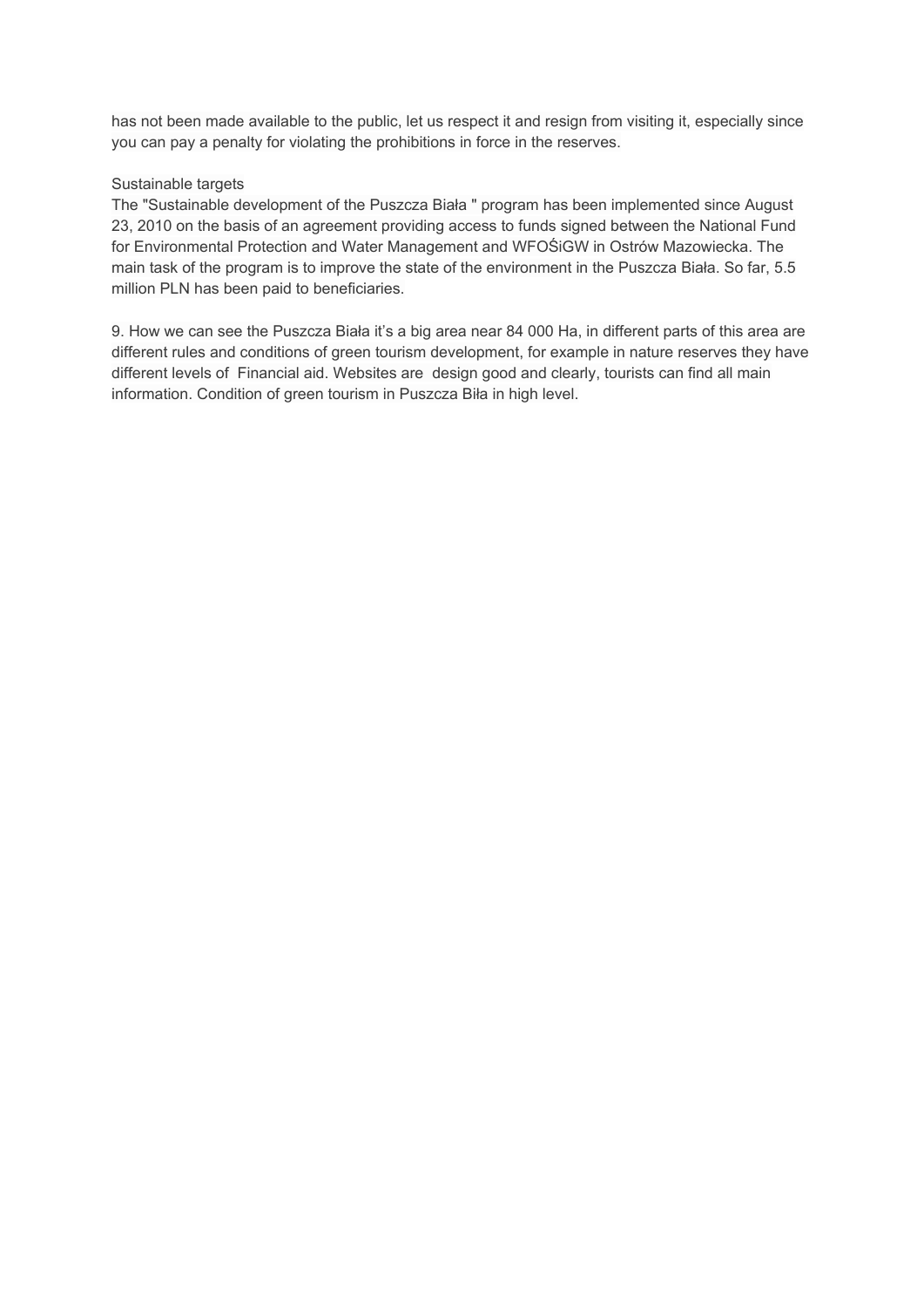has not been made available to the public, let us respect it and resign from visiting it, especially since you can pay a penalty for violating the prohibitions in force in the reserves.

Sustainable targets

The "Sustainable development of the Puszcza Biała " program has been implemented since August 23, 2010 on the basis of an agreement providing access to funds signed between the National Fund for Environmental Protection and Water Management and WFOŚiGW in Ostrów Mazowiecka. The main task of the program is to improve the state of the environment in the Puszcza Biała. So far, 5.5 million PLN has been paid to beneficiaries.

9. How we can see the Puszcza Biała it's a big area near 84 000 Ha, in different parts of this area are different rules and conditions of green tourism development, for example in nature reserves they have different levels of  Financial aid. Websites are  design good and clearly, tourists can find all main information. Condition of green tourism in Puszcza Biła in high level.